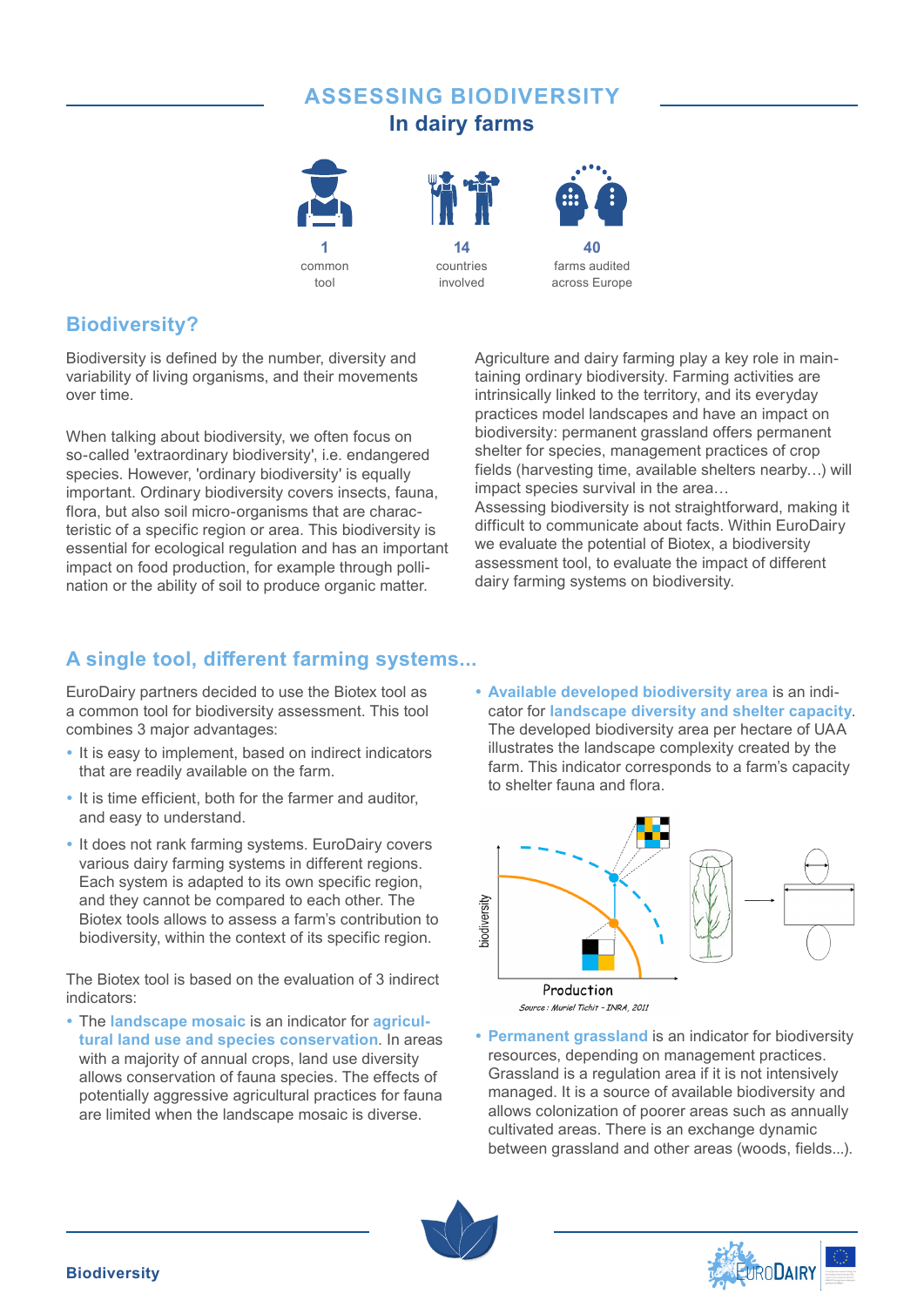# ASSESSING BIODIVERSITY

## In dairy farms

**1** common tool

**14** countries involved

**40** farms audited across Europe

## Biodiversity?

Biodiversity is defined by the number, diversity and variability of living organisms, and their movements over time.

When talking about biodiversity, we often focus on so-called 'extraordinary biodiversity', i.e. endangered species. However, 'ordinary biodiversity' is equally important. Ordinary biodiversity covers insects, fauna, flora, but also soil micro-organisms that are characteristic of a specific region or area. This biodiversity is essential for ecological regulation and has an important impact on food production, for example through pollination or the ability of soil to produce organic matter.

Agriculture and dairy farming play a key role in maintaining ordinary biodiversity. Farming activities are intrinsically linked to the territory, and its everyday practices model landscapes and have an impact on biodiversity: permanent grassland offers permanent shelter for species, management practices of crop fields (harvesting time, available shelters nearby…) will impact species survival in the area…
Assessing biodiversity is not straightforward, making it difficult to communicate about facts. Within EuroDairy we evaluate the potential of Biotex, a biodiversity assessment tool, to evaluate the impact of different dairy farming systems on biodiversity.

## A single tool, different farming systems...

EuroDairy partners decided to use the Biotex tool as a common tool for biodiversity assessment. This tool combines 3 major advantages:

- It is easy to implement, based on indirect indicators that are readily available on the farm.
- It is time efficient, both for the farmer and auditor, and easy to understand.
- It does not rank farming systems. EuroDairy covers various dairy farming systems in different regions. Each system is adapted to its own specific region, and they cannot be compared to each other. The Biotex tools allows to assess a farm's contribution to biodiversity, within the context of its specific region.

The Biotex tool is based on the evaluation of 3 indirect indicators:

- The **landscape mosaic** is an indicator for **agricultural land use and species conservation**. In areas with a majority of annual crops, land use diversity allows conservation of fauna species. The effects of potentially aggressive agricultural practices for fauna are limited when the landscape mosaic is diverse.
- **Available developed biodiversity area** is an indicator for **landscape diversity and shelter capacity**. The developed biodiversity area per hectare of UAA illustrates the landscape complexity created by the farm. This indicator corresponds to a farm's capacity to shelter fauna and flora.

biodiversity / Production

*Source : Muriel Tichit - INRA, 2011*

- **Permanent grassland** is an indicator for biodiversity resources, depending on management practices. Grassland is a regulation area if it is not intensively managed. It is a source of available biodiversity and allows colonization of poorer areas such as annually cultivated areas. There is an exchange dynamic between grassland and other areas (woods, fields...).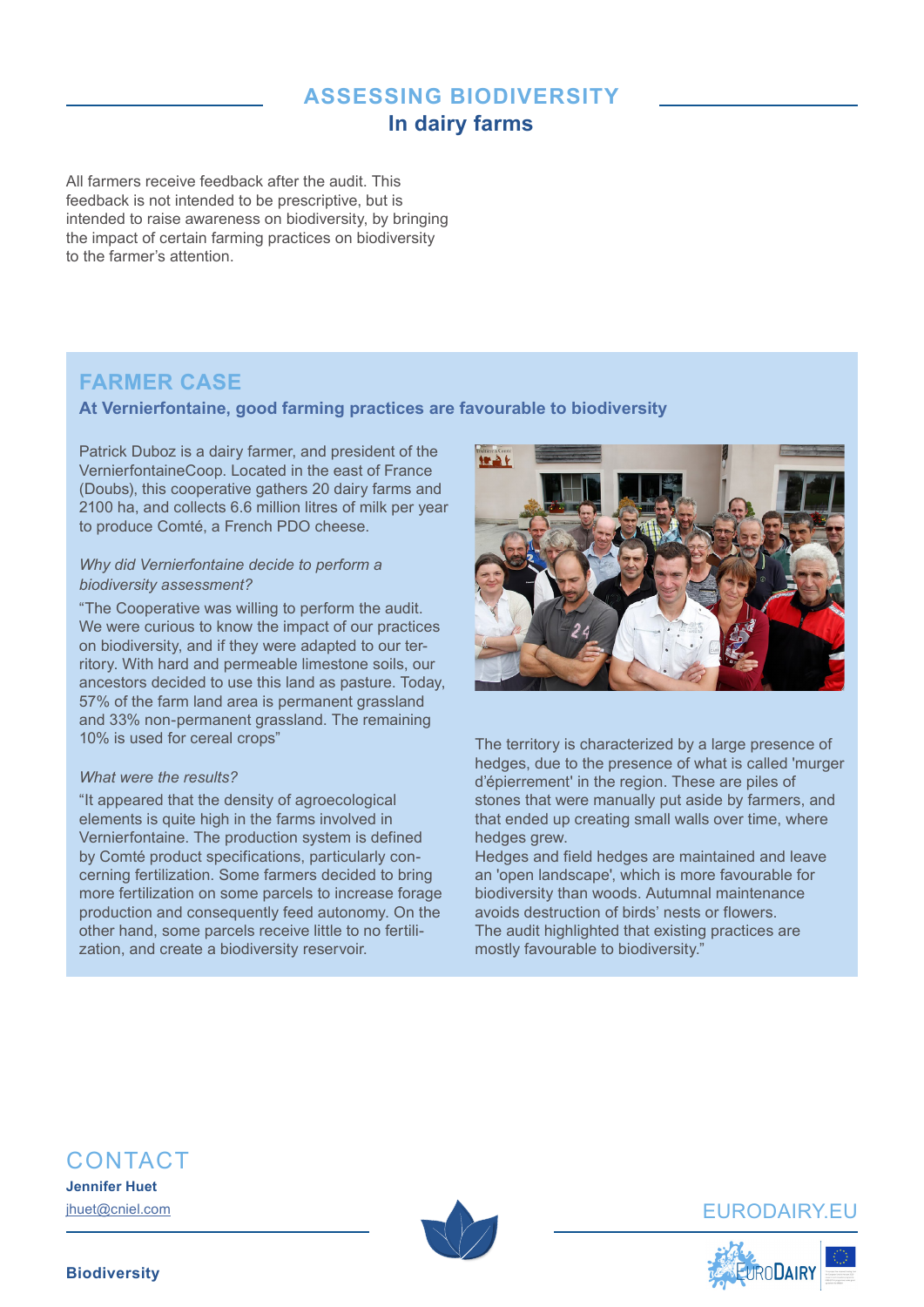# ASSESSING BIODIVERSITY
## In dairy farms

All farmers receive feedback after the audit. This feedback is not intended to be prescriptive, but is intended to raise awareness on biodiversity, by bringing the impact of certain farming practices on biodiversity to the farmer's attention.

## FARMER CASE

### At Vernierfontaine, good farming practices are favourable to biodiversity

Patrick Duboz is a dairy farmer, and president of the VernierfontaineCoop. Located in the east of France (Doubs), this cooperative gathers 20 dairy farms and 2100 ha, and collects 6.6 million litres of milk per year to produce Comté, a French PDO cheese.

*Why did Vernierfontaine decide to perform a biodiversity assessment?*

"The Cooperative was willing to perform the audit. We were curious to know the impact of our practices on biodiversity, and if they were adapted to our territory. With hard and permeable limestone soils, our ancestors decided to use this land as pasture. Today, 57% of the farm land area is permanent grassland and 33% non-permanent grassland. The remaining 10% is used for cereal crops"

*What were the results?*

"It appeared that the density of agroecological elements is quite high in the farms involved in Vernierfontaine. The production system is defined by Comté product specifications, particularly concerning fertilization. Some farmers decided to bring more fertilization on some parcels to increase forage production and consequently feed autonomy. On the other hand, some parcels receive little to no fertilization, and create a biodiversity reservoir.

The territory is characterized by a large presence of hedges, due to the presence of what is called 'murger d'épierrement' in the region. These are piles of stones that were manually put aside by farmers, and that ended up creating small walls over time, where hedges grew.
Hedges and field hedges are maintained and leave an 'open landscape', which is more favourable for biodiversity than woods. Autumnal maintenance avoids destruction of birds' nests or flowers.
The audit highlighted that existing practices are mostly favourable to biodiversity."

## CONTACT

**Jennifer Huet**
jhuet@cniel.com

EURODAIRY.EU

**Biodiversity**